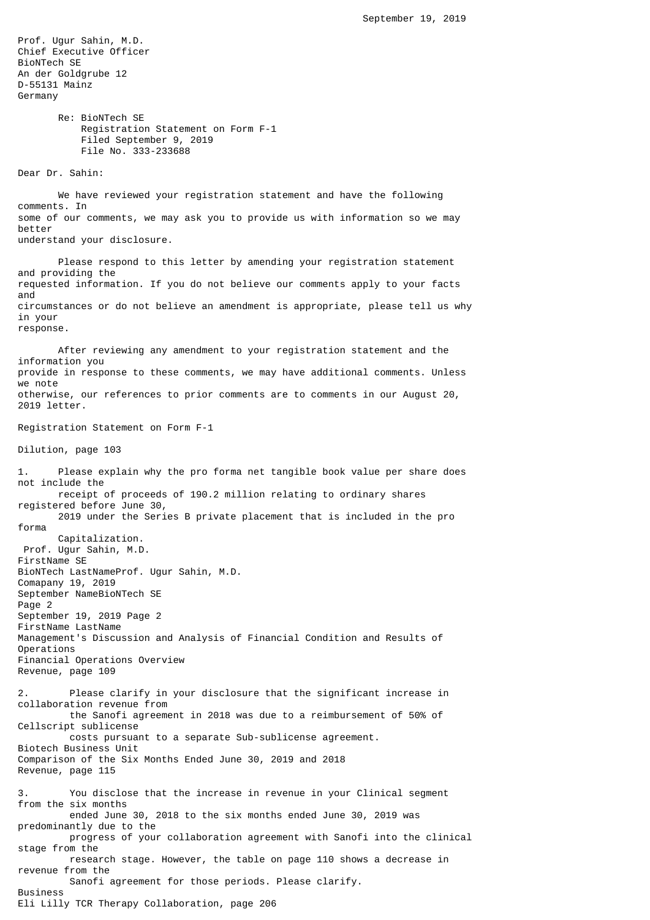September 19, 2019

Prof. Ugur Sahin, M.D.
Chief Executive Officer
BioNTech SE
An der Goldgrube 12
D-55131 Mainz
Germany

Re: BioNTech SE
Registration Statement on Form F-1
Filed September 9, 2019
File No. 333-233688

Dear Dr. Sahin:

We have reviewed your registration statement and have the following comments. In some of our comments, we may ask you to provide us with information so we may better understand your disclosure.

Please respond to this letter by amending your registration statement and providing the requested information. If you do not believe our comments apply to your facts and circumstances or do not believe an amendment is appropriate, please tell us why in your response.

After reviewing any amendment to your registration statement and the information you provide in response to these comments, we may have additional comments. Unless we note otherwise, our references to prior comments are to comments in our August 20, 2019 letter.

Registration Statement on Form F-1

Dilution, page 103

1. Please explain why the pro forma net tangible book value per share does not include the receipt of proceeds of 190.2 million relating to ordinary shares registered before June 30, 2019 under the Series B private placement that is included in the pro forma Capitalization.

Management's Discussion and Analysis of Financial Condition and Results of Operations
Financial Operations Overview
Revenue, page 109

2. Please clarify in your disclosure that the significant increase in collaboration revenue from the Sanofi agreement in 2018 was due to a reimbursement of 50% of Cellscript sublicense costs pursuant to a separate Sub-sublicense agreement.

Biotech Business Unit
Comparison of the Six Months Ended June 30, 2019 and 2018
Revenue, page 115

3. You disclose that the increase in revenue in your Clinical segment from the six months ended June 30, 2018 to the six months ended June 30, 2019 was predominantly due to the progress of your collaboration agreement with Sanofi into the clinical stage from the research stage. However, the table on page 110 shows a decrease in revenue from the Sanofi agreement for those periods. Please clarify.

Business
Eli Lilly TCR Therapy Collaboration, page 206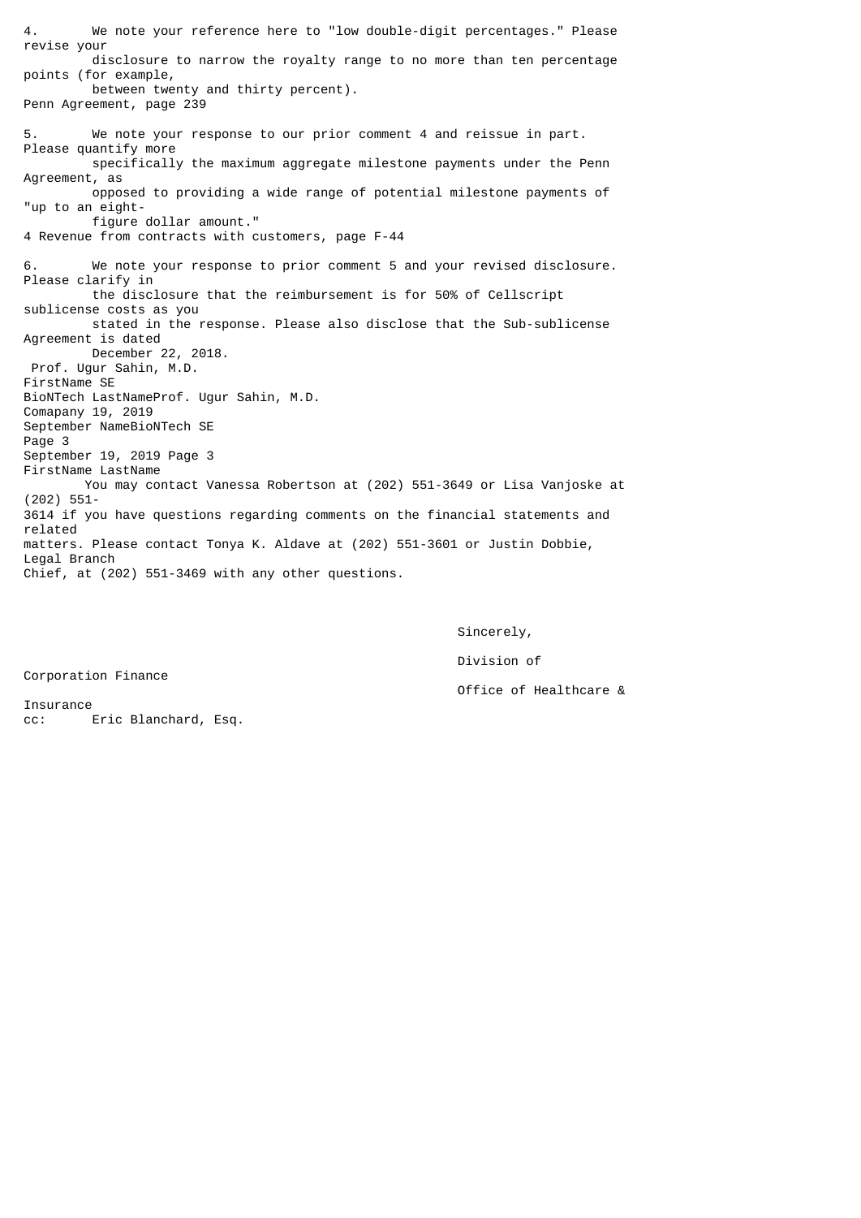4. We note your reference here to "low double-digit percentages." Please revise your disclosure to narrow the royalty range to no more than ten percentage points (for example, between twenty and thirty percent).

Penn Agreement, page 239

5. We note your response to our prior comment 4 and reissue in part. Please quantify more specifically the maximum aggregate milestone payments under the Penn Agreement, as opposed to providing a wide range of potential milestone payments of "up to an eight-figure dollar amount."

4 Revenue from contracts with customers, page F-44

6. We note your response to prior comment 5 and your revised disclosure. Please clarify in the disclosure that the reimbursement is for 50% of Cellscript sublicense costs as you stated in the response. Please also disclose that the Sub-sublicense Agreement is dated December 22, 2018.

You may contact Vanessa Robertson at (202) 551-3649 or Lisa Vanjoske at (202) 551-3614 if you have questions regarding comments on the financial statements and related matters. Please contact Tonya K. Aldave at (202) 551-3601 or Justin Dobbie, Legal Branch Chief, at (202) 551-3469 with any other questions.

Sincerely,

Division of Corporation Finance

Office of Healthcare & Insurance

cc: Eric Blanchard, Esq.